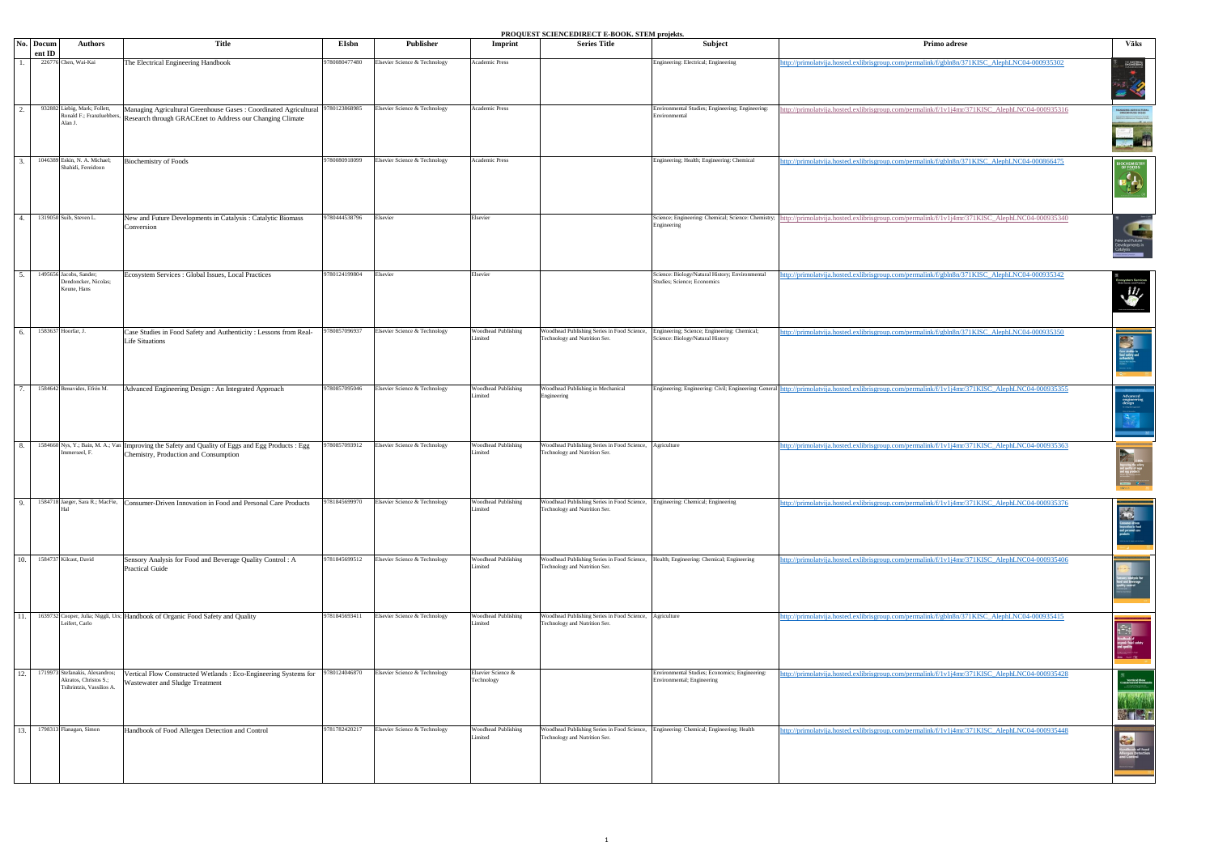**PROQUEST SCIENCEDIRECT E-BOOK. STEM projekts.**

| No. | Document ID | Authors | Title | EIsbn | Publisher | Imprint | Series Title | Subject | Primo adrese | Vāks |
|---|---|---|---|---|---|---|---|---|---|---|
| 1. | 226776 | Chen, Wai-Kai | The Electrical Engineering Handbook | 9780080477480 | Elsevier Science & Technology | Academic Press | | Engineering: Electrical; Engineering | http://primolatvija.hosted.exlibrisgroup.com/permalink/f/gbln8n/371KISC_AlephLNC04-000935302 | |
| 2. | 932882 | Liebig, Mark; Follett, Ronald F.; Franzluebbers, Alan J. | Managing Agricultural Greenhouse Gases : Coordinated Agricultural Research through GRACEnet to Address our Changing Climate | 9780123868985 | Elsevier Science & Technology | Academic Press | | Environmental Studies; Engineering; Engineering: Environmental | http://primolatvija.hosted.exlibrisgroup.com/permalink/f/1v1j4mr/371KISC_AlephLNC04-000935316 | |
| 3. | 1046389 | Eskin, N. A. Michael; Shahidi, Fereidoon | Biochemistry of Foods | 9780080918099 | Elsevier Science & Technology | Academic Press | | Engineering; Health; Engineering: Chemical | http://primolatvija.hosted.exlibrisgroup.com/permalink/f/gbln8n/371KISC_AlephLNC04-000866475 | |
| 4. | 1319050 | Suib, Steven L. | New and Future Developments in Catalysis : Catalytic Biomass Conversion | 9780444538796 | Elsevier | Elsevier | | Science; Engineering: Chemical; Science: Chemistry; Engineering | http://primolatvija.hosted.exlibrisgroup.com/permalink/f/1v1j4mr/371KISC_AlephLNC04-000935340 | |
| 5. | 1495656 | Jacobs, Sander; Dendoncker, Nicolas; Keune, Hans | Ecosystem Services : Global Issues, Local Practices | 9780124199804 | Elsevier | Elsevier | | Science: Biology/Natural History; Environmental Studies; Science; Economics | http://primolatvija.hosted.exlibrisgroup.com/permalink/f/gbln8n/371KISC_AlephLNC04-000935342 | |
| 6. | 1583637 | Hoorfar, J. | Case Studies in Food Safety and Authenticity : Lessons from Real-Life Situations | 9780857096937 | Elsevier Science & Technology | Woodhead Publishing Limited | Woodhead Publishing Series in Food Science, Technology and Nutrition Ser. | Engineering; Science; Engineering: Chemical; Science: Biology/Natural History | http://primolatvija.hosted.exlibrisgroup.com/permalink/f/gbln8n/371KISC_AlephLNC04-000935350 | |
| 7. | 1584642 | Benavides, Efrén M. | Advanced Engineering Design : An Integrated Approach | 9780857095046 | Elsevier Science & Technology | Woodhead Publishing Limited | Woodhead Publishing in Mechanical Engineering | Engineering; Engineering: Civil; Engineering: General | http://primolatvija.hosted.exlibrisgroup.com/permalink/f/1v1j4mr/371KISC_AlephLNC04-000935355 | |
| 8. | 1584660 | Nys, Y.; Bain, M. A.; Van Immerseel, F. | Improving the Safety and Quality of Eggs and Egg Products : Egg Chemistry, Production and Consumption | 9780857093912 | Elsevier Science & Technology | Woodhead Publishing Limited | Woodhead Publishing Series in Food Science, Technology and Nutrition Ser. | Agriculture | http://primolatvija.hosted.exlibrisgroup.com/permalink/f/1v1j4mr/371KISC_AlephLNC04-000935363 | |
| 9. | 1584718 | Jaeger, Sara R.; MacFie, Hal | Consumer-Driven Innovation in Food and Personal Care Products | 9781845699970 | Elsevier Science & Technology | Woodhead Publishing Limited | Woodhead Publishing Series in Food Science, Technology and Nutrition Ser. | Engineering: Chemical; Engineering | http://primolatvija.hosted.exlibrisgroup.com/permalink/f/1v1j4mr/371KISC_AlephLNC04-000935376 | |
| 10. | 1584737 | Kilcast, David | Sensory Analysis for Food and Beverage Quality Control : A Practical Guide | 9781845699512 | Elsevier Science & Technology | Woodhead Publishing Limited | Woodhead Publishing Series in Food Science, Technology and Nutrition Ser. | Health; Engineering: Chemical; Engineering | http://primolatvija.hosted.exlibrisgroup.com/permalink/f/1v1j4mr/371KISC_AlephLNC04-000935406 | |
| 11. | 1639732 | Cooper, Julia; Niggli, Urs; Leifert, Carlo | Handbook of Organic Food Safety and Quality | 9781845693411 | Elsevier Science & Technology | Woodhead Publishing Limited | Woodhead Publishing Series in Food Science, Technology and Nutrition Ser. | Agriculture | http://primolatvija.hosted.exlibrisgroup.com/permalink/f/gbln8n/371KISC_AlephLNC04-000935415 | |
| 12. | 1719973 | Stefanakis, Alexandros; Akratos, Christos S.; Tsihrintzis, Vassilios A. | Vertical Flow Constructed Wetlands : Eco-Engineering Systems for Wastewater and Sludge Treatment | 9780124046870 | Elsevier Science & Technology | Elsevier Science & Technology | | Environmental Studies; Economics; Engineering; Environmental; Engineering | http://primolatvija.hosted.exlibrisgroup.com/permalink/f/1v1j4mr/371KISC_AlephLNC04-000935428 | |
| 13. | 1798313 | Flanagan, Simon | Handbook of Food Allergen Detection and Control | 9781782420217 | Elsevier Science & Technology | Woodhead Publishing Limited | Woodhead Publishing Series in Food Science, Technology and Nutrition Ser. | Engineering: Chemical; Engineering; Health | http://primolatvija.hosted.exlibrisgroup.com/permalink/f/1v1j4mr/371KISC_AlephLNC04-000935448 | |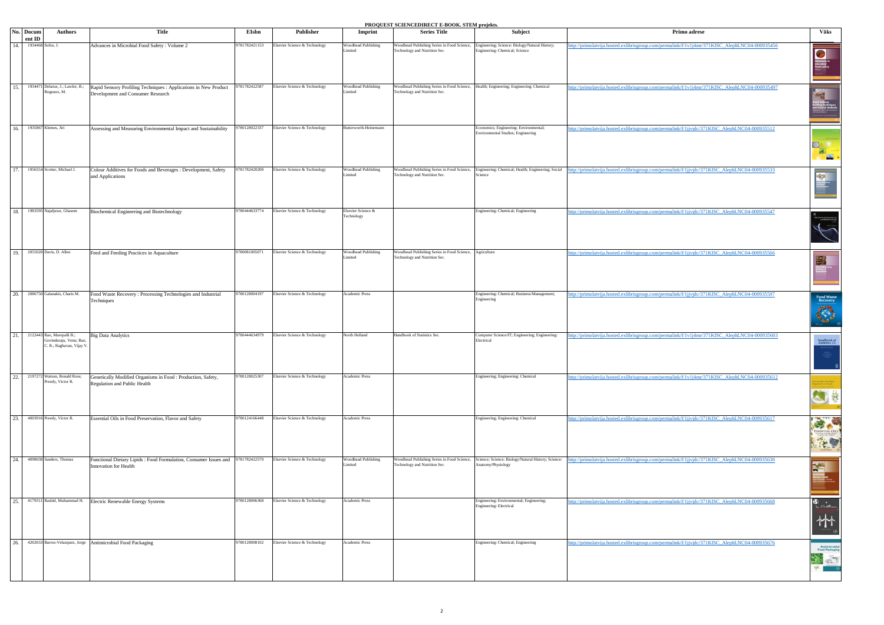**PROQUEST SCIENCEDIRECT E-BOOK. STEM projekts.**

| No. | Document ID | Authors | Title | EIsbn | Publisher | Imprint | Series Title | Subject | Primo adrese | Väks |
|---|---|---|---|---|---|---|---|---|---|---|
| 14. | 1934468 | Sofos, J. | Advances in Microbial Food Safety : Volume 2 | 9781782421153 | Elsevier Science & Technology | Woodhead Publishing Limited | Woodhead Publishing Series in Food Science, Technology and Nutrition Ser. | Engineering; Science: Biology/Natural History; Engineering: Chemical; Science | http://primolatvija.hosted.exlibrisgroup.com/permalink/f/1v1j4mr/371KISC_AlephLNC04-000935456 | |
| 15. | 1934471 | Delarue, J.; Lawlor, B.; Rogeaux, M. | Rapid Sensory Profiling Techniques : Applications in New Product Development and Consumer Research | 9781782422587 | Elsevier Science & Technology | Woodhead Publishing Limited | Woodhead Publishing Series in Food Science, Technology and Nutrition Ser. | Health; Engineering; Engineering: Chemical | http://primolatvija.hosted.exlibrisgroup.com/permalink/f/1v1j4mr/371KISC_AlephLNC04-000935497 | |
| 16. | 1935867 | Klemes, Jiri | Assessing and Measuring Environmental Impact and Sustainability | 9780128022337 | Elsevier Science & Technology | Butterworth-Heinemann | | Economics; Engineering: Environmental; Environmental Studies; Engineering | http://primolatvija.hosted.exlibrisgroup.com/permalink/f/1jjvjdc/371KISC_AlephLNC04-000935512 | |
| 17. | 1956554 | Scotter, Michael J. | Colour Additives for Foods and Beverages : Development, Safety and Applications | 9781782420200 | Elsevier Science & Technology | Woodhead Publishing Limited | Woodhead Publishing Series in Food Science, Technology and Nutrition Ser. | Engineering: Chemical; Health; Engineering; Social Science | http://primolatvija.hosted.exlibrisgroup.com/permalink/f/1jjvjdc/371KISC_AlephLNC04-000935533 | |
| 18. | 1983595 | Najafpour, Ghasem | Biochemical Engineering and Biotechnology | 9780444633774 | Elsevier Science & Technology | Elsevier Science & Technology | | Engineering: Chemical; Engineering | http://primolatvija.hosted.exlibrisgroup.com/permalink/f/1jjvjdc/371KISC_AlephLNC04-000935547 | |
| 19. | 2055020 | Davis, D. Allen | Feed and Feeding Practices in Aquaculture | 9780081005071 | Elsevier Science & Technology | Woodhead Publishing Limited | Woodhead Publishing Series in Food Science, Technology and Nutrition Ser. | Agriculture | http://primolatvija.hosted.exlibrisgroup.com/permalink/f/1jjvjdc/371KISC_AlephLNC04-000935566 | |
| 20. | 2086750 | Galanakis, Charis M. | Food Waste Recovery : Processing Technologies and Industrial Techniques | 9780128004197 | Elsevier Science & Technology | Academic Press | | Engineering: Chemical; Business/Management; Engineering | http://primolatvija.hosted.exlibrisgroup.com/permalink/f/1jjvjdc/371KISC_AlephLNC04-000935597 | |
| 21. | 2122443 | Rao, Marepalli B.; Govindaraju, Venu; Rao, C. R.; Raghavan, Vijay V. | Big Data Analytics | 9780444634979 | Elsevier Science & Technology | North Holland | Handbook of Statistics Ser. | Computer Science/IT; Engineering; Engineering: Electrical | http://primolatvija.hosted.exlibrisgroup.com/permalink/f/1v1j4mr/371KISC_AlephLNC04-000935603 | |
| 22. | 2197272 | Watson, Ronald Ross; Preedy, Victor R. | Genetically Modified Organisms in Food : Production, Safety, Regulation and Public Health | 9780128025307 | Elsevier Science & Technology | Academic Press | | Engineering; Engineering: Chemical | http://primolatvija.hosted.exlibrisgroup.com/permalink/f/1v1j4mr/371KISC_AlephLNC04-000935612 | |
| 23. | 4003916 | Preedy, Victor R. | Essential Oils in Food Preservation, Flavor and Safety | 9780124166448 | Elsevier Science & Technology | Academic Press | | Engineering; Engineering: Chemical | http://primolatvija.hosted.exlibrisgroup.com/permalink/f/1jjvjdc/371KISC_AlephLNC04-000935617 | |
| 24. | 4098038 | Sanders, Thomas | Functional Dietary Lipids : Food Formulation, Consumer Issues and Innovation for Health | 9781782422570 | Elsevier Science & Technology | Woodhead Publishing Limited | Woodhead Publishing Series in Food Science, Technology and Nutrition Ser. | Science; Science: Biology/Natural History; Science: Anatomy/Physiology | http://primolatvija.hosted.exlibrisgroup.com/permalink/f/1jjvjdc/371KISC_AlephLNC04-000935630 | |
| 25. | 4179311 | Rashid, Muhammad H. | Electric Renewable Energy Systems | 9780128006368 | Elsevier Science & Technology | Academic Press | | Engineering: Environmental; Engineering; Engineering: Electrical | http://primolatvija.hosted.exlibrisgroup.com/permalink/f/1jjvjdc/371KISC_AlephLNC04-000935668 | |
| 26. | 4202633 | Barros-Velazquez, Jorge | Antimicrobial Food Packaging | 9780128008102 | Elsevier Science & Technology | Academic Press | | Engineering: Chemical; Engineering | http://primolatvija.hosted.exlibrisgroup.com/permalink/f/1jjvjdc/371KISC_AlephLNC04-000935676 | |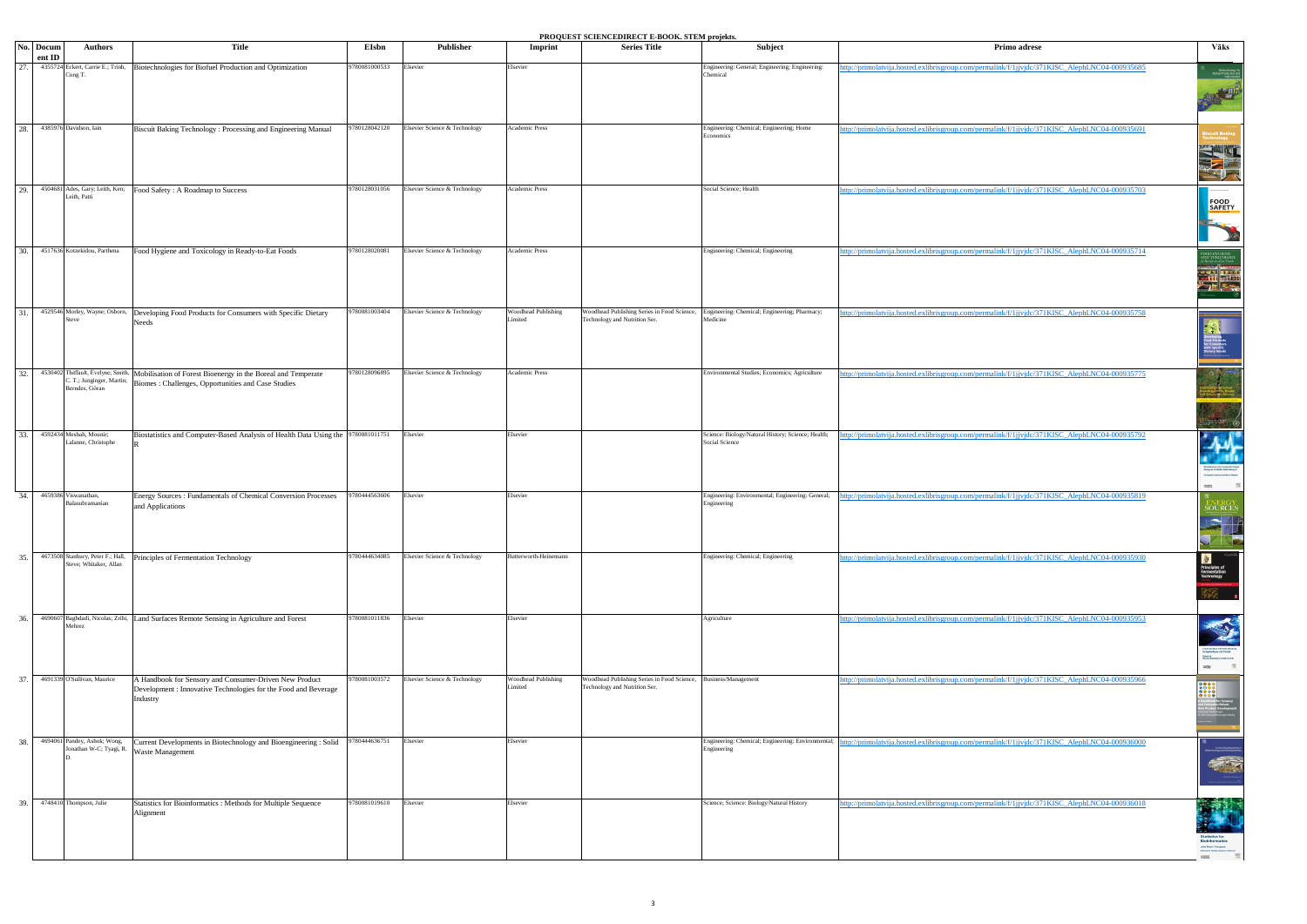# PROQUEST SCIENCEDIRECT E-BOOK. STEM projekts.

| No. | Document ID | Authors | Title | EIsbn | Publisher | Imprint | Series Title | Subject | Primo adrese | Vāks |
|---|---|---|---|---|---|---|---|---|---|---|
| 27. | 4355724 | Eckert, Carrie E.; Trinh, Cong T. | Biotechnologies for Biofuel Production and Optimization | 9780081000533 | Elsevier | Elsevier | | Engineering: General; Engineering; Engineering: Chemical | http://primolatvija.hosted.exlibrisgroup.com/permalink/f/1jjvjdc/371KISC_AlephLNC04-000935685 | |
| 28. | 4385976 | Davidson, Iain | Biscuit Baking Technology : Processing and Engineering Manual | 9780128042120 | Elsevier Science & Technology | Academic Press | | Engineering: Chemical; Engineering; Home Economics | http://primolatvija.hosted.exlibrisgroup.com/permalink/f/1jjvjdc/371KISC_AlephLNC04-000935691 | |
| 29. | 4504681 | Ades, Gary; Leith, Ken; Leith, Patti | Food Safety : A Roadmap to Success | 9780128031056 | Elsevier Science & Technology | Academic Press | | Social Science; Health | http://primolatvija.hosted.exlibrisgroup.com/permalink/f/1jjvjdc/371KISC_AlephLNC04-000935703 | |
| 30. | 4517636 | Kotzekidou, Parthena | Food Hygiene and Toxicology in Ready-to-Eat Foods | 9780128020081 | Elsevier Science & Technology | Academic Press | | Engineering: Chemical; Engineering | http://primolatvija.hosted.exlibrisgroup.com/permalink/f/1jjvjdc/371KISC_AlephLNC04-000935714 | |
| 31. | 4529546 | Morley, Wayne; Osborn, Steve | Developing Food Products for Consumers with Specific Dietary Needs | 9780081003404 | Elsevier Science & Technology | Woodhead Publishing Limited | Woodhead Publishing Series in Food Science, Technology and Nutrition Ser. | Engineering: Chemical; Engineering; Pharmacy; Medicine | http://primolatvija.hosted.exlibrisgroup.com/permalink/f/1jjvjdc/371KISC_AlephLNC04-000935758 | |
| 32. | 4530402 | Thiffault, Évelyne; Smith, C. T.; Junginger, Martin; Berndes, Göran | Mobilisation of Forest Bioenergy in the Boreal and Temperate Biomes : Challenges, Opportunities and Case Studies | 9780128096895 | Elsevier Science & Technology | Academic Press | | Environmental Studies; Economics; Agriculture | http://primolatvija.hosted.exlibrisgroup.com/permalink/f/1jjvjdc/371KISC_AlephLNC04-000935775 | |
| 33. | 4592434 | Mesbah, Mounir; Lalanne, Christophe | Biostatistics and Computer-Based Analysis of Health Data Using the R | 9780081011751 | Elsevier | Elsevier | | Science: Biology/Natural History; Science; Health; Social Science | http://primolatvija.hosted.exlibrisgroup.com/permalink/f/1jjvjdc/371KISC_AlephLNC04-000935792 | |
| 34. | 4659386 | Viswanathan, Balasubramanian | Energy Sources : Fundamentals of Chemical Conversion Processes and Applications | 9780444563606 | Elsevier | Elsevier | | Engineering: Environmental; Engineering: General; Engineering | http://primolatvija.hosted.exlibrisgroup.com/permalink/f/1jjvjdc/371KISC_AlephLNC04-000935819 | |
| 35. | 4673508 | Stanbury, Peter F.; Hall, Steve; Whitaker, Allan | Principles of Fermentation Technology | 9780444634085 | Elsevier Science & Technology | Butterworth-Heinemann | | Engineering: Chemical; Engineering | http://primolatvija.hosted.exlibrisgroup.com/permalink/f/1jjvjdc/371KISC_AlephLNC04-000935930 | |
| 36. | 4690607 | Baghdadi, Nicolas; Zribi, Mehrez | Land Surfaces Remote Sensing in Agriculture and Forest | 9780081011836 | Elsevier | Elsevier | | Agriculture | http://primolatvija.hosted.exlibrisgroup.com/permalink/f/1jjvjdc/371KISC_AlephLNC04-000935953 | |
| 37. | 4691339 | O'Sullivan, Maurice | A Handbook for Sensory and Consumer-Driven New Product Development : Innovative Technologies for the Food and Beverage Industry | 9780081003572 | Elsevier Science & Technology | Woodhead Publishing Limited | Woodhead Publishing Series in Food Science, Technology and Nutrition Ser. | Business/Management | http://primolatvija.hosted.exlibrisgroup.com/permalink/f/1jjvjdc/371KISC_AlephLNC04-000935966 | |
| 38. | 4694061 | Pandey, Ashok; Wong, Jonathan W-C; Tyagi, R. D. | Current Developments in Biotechnology and Bioengineering : Solid Waste Management | 9780444636751 | Elsevier | Elsevier | | Engineering: Chemical; Engineering: Environmental; Engineering | http://primolatvija.hosted.exlibrisgroup.com/permalink/f/1jjvjdc/371KISC_AlephLNC04-000936000 | |
| 39. | 4748418 | Thompson, Julie | Statistics for Bioinformatics : Methods for Multiple Sequence Alignment | 9780081019610 | Elsevier | Elsevier | | Science; Science: Biology/Natural History | http://primolatvija.hosted.exlibrisgroup.com/permalink/f/1jjvjdc/371KISC_AlephLNC04-000936018 | |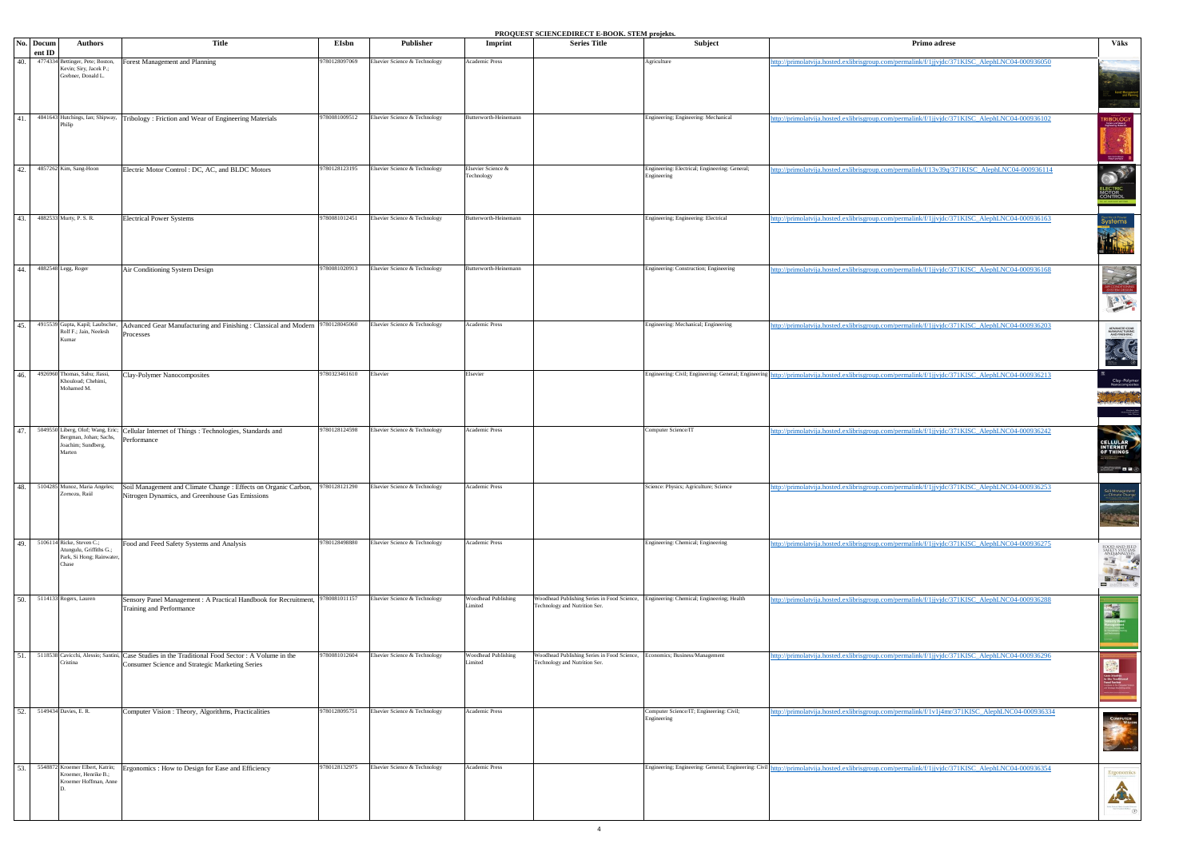PROQUEST SCIENCEDIRECT E-BOOK. STEM projekts.

| No. | Document ID | Authors | Title | EIsbn | Publisher | Imprint | Series Title | Subject | Primo adrese | Vāks |
|---|---|---|---|---|---|---|---|---|---|---|
| 40. | 4774334 | Bettinger, Pete; Boston, Kevin; Siry, Jacek P.; Grebner, Donald L. | Forest Management and Planning | 9780128097069 | Elsevier Science & Technology | Academic Press | | Agriculture | http://primolatvija.hosted.exlibrisgroup.com/permalink/f/1jjvjdc/371KISC_AlephLNC04-000936050 | |
| 41. | 4841643 | Hutchings, Ian; Shipway, Philip | Tribology : Friction and Wear of Engineering Materials | 9780081009512 | Elsevier Science & Technology | Butterworth-Heinemann | | Engineering; Engineering: Mechanical | http://primolatvija.hosted.exlibrisgroup.com/permalink/f/1jjvjdc/371KISC_AlephLNC04-000936102 | |
| 42. | 4857262 | Kim, Sang-Hoon | Electric Motor Control : DC, AC, and BLDC Motors | 9780128123195 | Elsevier Science & Technology | Elsevier Science & Technology | | Engineering: Electrical; Engineering: General; Engineering | http://primolatvija.hosted.exlibrisgroup.com/permalink/f/13v39q/371KISC_AlephLNC04-000936114 | |
| 43. | 4882533 | Murty, P. S. R. | Electrical Power Systems | 9780081012451 | Elsevier Science & Technology | Butterworth-Heinemann | | Engineering; Engineering: Electrical | http://primolatvija.hosted.exlibrisgroup.com/permalink/f/1jjvjdc/371KISC_AlephLNC04-000936163 | |
| 44. | 4882548 | Legg, Roger | Air Conditioning System Design | 9780081020913 | Elsevier Science & Technology | Butterworth-Heinemann | | Engineering: Construction; Engineering | http://primolatvija.hosted.exlibrisgroup.com/permalink/f/1jjvjdc/371KISC_AlephLNC04-000936168 | |
| 45. | 4915539 | Gupta, Kapil; Laubscher, Rolf F.; Jain, Neelesh Kumar | Advanced Gear Manufacturing and Finishing : Classical and Modern Processes | 9780128045060 | Elsevier Science & Technology | Academic Press | | Engineering: Mechanical; Engineering | http://primolatvija.hosted.exlibrisgroup.com/permalink/f/1jjvjdc/371KISC_AlephLNC04-000936203 | |
| 46. | 4926960 | Thomas, Sabu; Jlassi, Khouloud; Chehimi, Mohamed M. | Clay-Polymer Nanocomposites | 9780323461610 | Elsevier | Elsevier | | Engineering: Civil; Engineering: General; Engineering | http://primolatvija.hosted.exlibrisgroup.com/permalink/f/1jjvjdc/371KISC_AlephLNC04-000936213 | |
| 47. | 5049550 | Liberg, Olof; Wang, Eric; Bergman, Johan; Sachs, Joachim; Sundberg, Marten | Cellular Internet of Things : Technologies, Standards and Performance | 9780128124598 | Elsevier Science & Technology | Academic Press | | Computer Science/IT | http://primolatvija.hosted.exlibrisgroup.com/permalink/f/1jjvjdc/371KISC_AlephLNC04-000936242 | |
| 48. | 5104285 | Munoz, Maria Angeles; Zornoza, Raúl | Soil Management and Climate Change : Effects on Organic Carbon, Nitrogen Dynamics, and Greenhouse Gas Emissions | 9780128121290 | Elsevier Science & Technology | Academic Press | | Science: Physics; Agriculture; Science | http://primolatvija.hosted.exlibrisgroup.com/permalink/f/1jjvjdc/371KISC_AlephLNC04-000936253 | |
| 49. | 5106114 | Ricke, Steven C.; Atungulu, Griffiths G.; Park, Si Hong; Rainwater, Chase | Food and Feed Safety Systems and Analysis | 9780128498880 | Elsevier Science & Technology | Academic Press | | Engineering: Chemical; Engineering | http://primolatvija.hosted.exlibrisgroup.com/permalink/f/1jjvjdc/371KISC_AlephLNC04-000936275 | |
| 50. | 5114133 | Rogers, Lauren | Sensory Panel Management : A Practical Handbook for Recruitment, Training and Performance | 9780081011157 | Elsevier Science & Technology | Woodhead Publishing Limited | Woodhead Publishing Series in Food Science, Technology and Nutrition Ser. | Engineering: Chemical; Engineering; Health | http://primolatvija.hosted.exlibrisgroup.com/permalink/f/1jjvjdc/371KISC_AlephLNC04-000936288 | |
| 51. | 5118538 | Cavicchi, Alessio; Santini, Cristina | Case Studies in the Traditional Food Sector : A Volume in the Consumer Science and Strategic Marketing Series | 9780081012604 | Elsevier Science & Technology | Woodhead Publishing Limited | Woodhead Publishing Series in Food Science, Technology and Nutrition Ser. | Economics; Business/Management | http://primolatvija.hosted.exlibrisgroup.com/permalink/f/1jjvjdc/371KISC_AlephLNC04-000936296 | |
| 52. | 5149434 | Davies, E. R. | Computer Vision : Theory, Algorithms, Practicalities | 9780128095751 | Elsevier Science & Technology | Academic Press | | Computer Science/IT; Engineering: Civil; Engineering | http://primolatvija.hosted.exlibrisgroup.com/permalink/f/1v1j4me/371KISC_AlephLNC04-000936334 | |
| 53. | 5548872 | Kroemer Elbert, Katrin; Kroemer, Henrike B.; Kroemer Hoffman, Anne D. | Ergonomics : How to Design for Ease and Efficiency | 9780128132975 | Elsevier Science & Technology | Academic Press | | Engineering; Engineering: General; Engineering: Civil | http://primolatvija.hosted.exlibrisgroup.com/permalink/f/1jjvjdc/371KISC_AlephLNC04-000936354 | |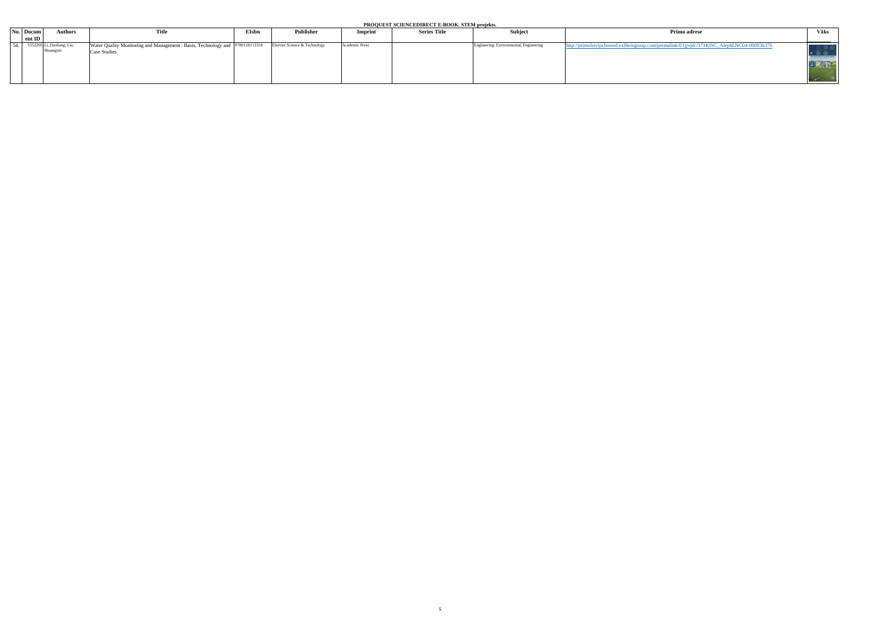**PROQUEST SCIENCEDIRECT E-BOOK. STEM projekts.**

| No. | Document ID | Authors | Title | EIsbn | Publisher | Imprint | Series Title | Subject | Primo adrese | Vāks |
|---|---|---|---|---|---|---|---|---|---|---|
| 54. | 5552205 | Li, Daoliang; Liu, Shuangyin | Water Quality Monitoring and Management : Basis, Technology and Case Studies | 9780128113318 | Elsevier Science & Technology | Academic Press | | Engineering: Environmental; Engineering | http://primolatvija.hosted.exlibrisgroup.com/permalink/f/1jjvjdc/371KISC_AlephLNC04-000936376 | |